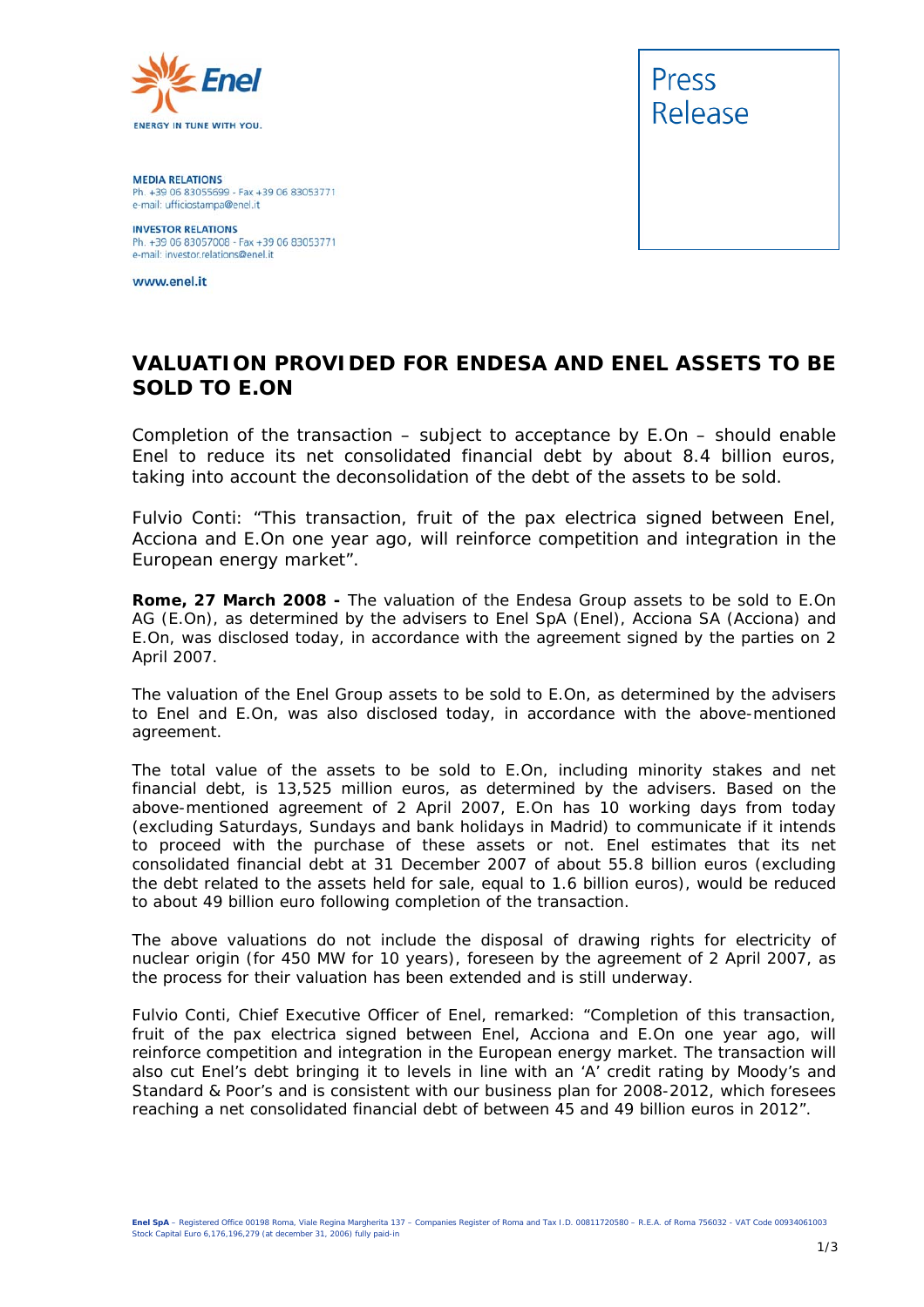Enel

ENERGY IN TUNE WITH YOU.

**MEDIA RELATIONS**
Ph. +39 06 83055699 - Fax +39 06 83053771
e-mail: ufficiostampa@enel.it

**INVESTOR RELATIONS**
Ph. +39 06 83057008 - Fax +39 06 83053771
e-mail: investor.relations@enel.it

www.enel.it

Press Release

# VALUATION PROVIDED FOR ENDESA AND ENEL ASSETS TO BE SOLD TO E.ON

Completion of the transaction – subject to acceptance by E.On – should enable Enel to reduce its net consolidated financial debt by about 8.4 billion euros, taking into account the deconsolidation of the debt of the assets to be sold.

Fulvio Conti: "This transaction, fruit of the pax electrica signed between Enel, Acciona and E.On one year ago, will reinforce competition and integration in the European energy market".

**Rome, 27 March 2008 -** The valuation of the Endesa Group assets to be sold to E.On AG (E.On), as determined by the advisers to Enel SpA (Enel), Acciona SA (Acciona) and E.On, was disclosed today, in accordance with the agreement signed by the parties on 2 April 2007.

The valuation of the Enel Group assets to be sold to E.On, as determined by the advisers to Enel and E.On, was also disclosed today, in accordance with the above-mentioned agreement.

The total value of the assets to be sold to E.On, including minority stakes and net financial debt, is 13,525 million euros, as determined by the advisers. Based on the above-mentioned agreement of 2 April 2007, E.On has 10 working days from today (excluding Saturdays, Sundays and bank holidays in Madrid) to communicate if it intends to proceed with the purchase of these assets or not. Enel estimates that its net consolidated financial debt at 31 December 2007 of about 55.8 billion euros (excluding the debt related to the assets held for sale, equal to 1.6 billion euros), would be reduced to about 49 billion euro following completion of the transaction.

The above valuations do not include the disposal of drawing rights for electricity of nuclear origin (for 450 MW for 10 years), foreseen by the agreement of 2 April 2007, as the process for their valuation has been extended and is still underway.

Fulvio Conti, Chief Executive Officer of Enel, remarked: "Completion of this transaction, fruit of the pax electrica signed between Enel, Acciona and E.On one year ago, will reinforce competition and integration in the European energy market. The transaction will also cut Enel's debt bringing it to levels in line with an 'A' credit rating by Moody's and Standard & Poor's and is consistent with our business plan for 2008-2012, which foresees reaching a net consolidated financial debt of between 45 and 49 billion euros in 2012".

**Enel SpA** – Registered Office 00198 Roma, Viale Regina Margherita 137 – Companies Register of Roma and Tax I.D. 00811720580 – R.E.A. of Roma 756032 - VAT Code 00934061003
Stock Capital Euro 6,176,196,279 (at december 31, 2006) fully paid-in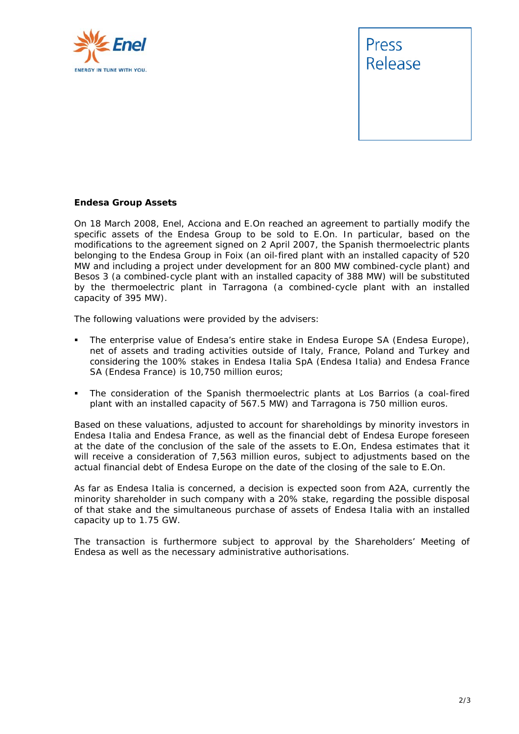**Endesa Group Assets**

On 18 March 2008, Enel, Acciona and E.On reached an agreement to partially modify the specific assets of the Endesa Group to be sold to E.On. In particular, based on the modifications to the agreement signed on 2 April 2007, the Spanish thermoelectric plants belonging to the Endesa Group in Foix (an oil-fired plant with an installed capacity of 520 MW and including a project under development for an 800 MW combined-cycle plant) and Besos 3 (a combined-cycle plant with an installed capacity of 388 MW) will be substituted by the thermoelectric plant in Tarragona (a combined-cycle plant with an installed capacity of 395 MW).

The following valuations were provided by the advisers:

- The enterprise value of Endesa's entire stake in Endesa Europe SA (Endesa Europe), net of assets and trading activities outside of Italy, France, Poland and Turkey and considering the 100% stakes in Endesa Italia SpA (Endesa Italia) and Endesa France SA (Endesa France) is 10,750 million euros;

- The consideration of the Spanish thermoelectric plants at Los Barrios (a coal-fired plant with an installed capacity of 567.5 MW) and Tarragona is 750 million euros.

Based on these valuations, adjusted to account for shareholdings by minority investors in Endesa Italia and Endesa France, as well as the financial debt of Endesa Europe foreseen at the date of the conclusion of the sale of the assets to E.On, Endesa estimates that it will receive a consideration of 7,563 million euros, subject to adjustments based on the actual financial debt of Endesa Europe on the date of the closing of the sale to E.On.

As far as Endesa Italia is concerned, a decision is expected soon from A2A, currently the minority shareholder in such company with a 20% stake, regarding the possible disposal of that stake and the simultaneous purchase of assets of Endesa Italia with an installed capacity up to 1.75 GW.

The transaction is furthermore subject to approval by the Shareholders' Meeting of Endesa as well as the necessary administrative authorisations.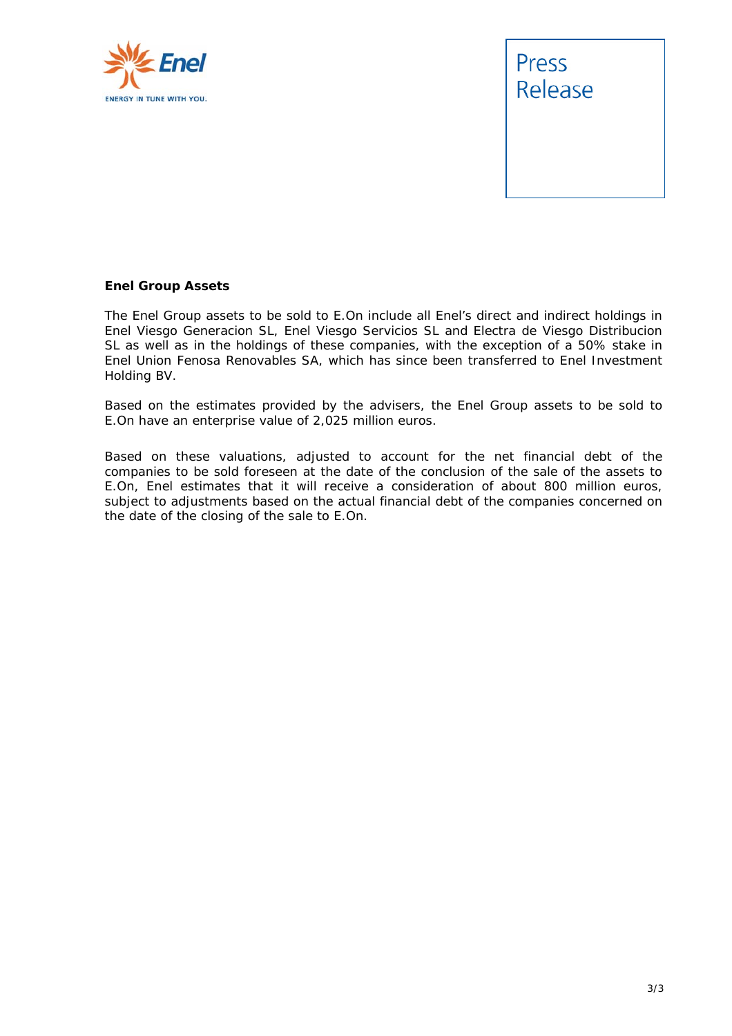**Enel Group Assets**

The Enel Group assets to be sold to E.On include all Enel's direct and indirect holdings in Enel Viesgo Generacion SL, Enel Viesgo Servicios SL and Electra de Viesgo Distribucion SL as well as in the holdings of these companies, with the exception of a 50% stake in Enel Union Fenosa Renovables SA, which has since been transferred to Enel Investment Holding BV.

Based on the estimates provided by the advisers, the Enel Group assets to be sold to E.On have an enterprise value of 2,025 million euros.

Based on these valuations, adjusted to account for the net financial debt of the companies to be sold foreseen at the date of the conclusion of the sale of the assets to E.On, Enel estimates that it will receive a consideration of about 800 million euros, subject to adjustments based on the actual financial debt of the companies concerned on the date of the closing of the sale to E.On.